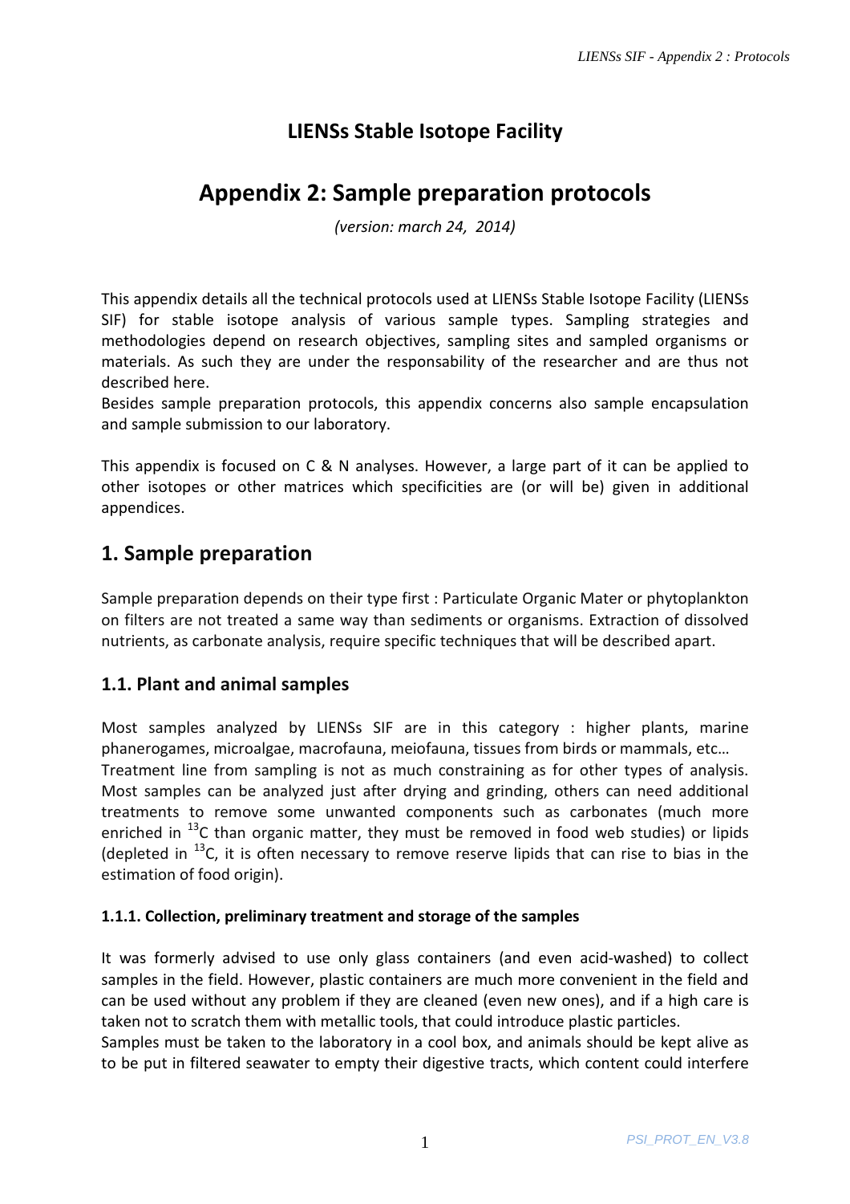# LIENSs Stable Isotope Facility

# Appendix 2: Sample preparation protocols

*(version: march 24, 2014)*

This appendix details all the technical protocols used at LIENSs Stable Isotope Facility (LIENSs SIF) for stable isotope analysis of various sample types. Sampling strategies and methodologies depend on research objectives, sampling sites and sampled organisms or materials. As such they are under the responsability of the researcher and are thus not described here.

Besides sample preparation protocols, this appendix concerns also sample encapsulation and sample submission to our laboratory.

This appendix is focused on C & N analyses. However, a large part of it can be applied to other isotopes or other matrices which specificities are (or will be) given in additional appendices.

## 1. Sample preparation

Sample preparation depends on their type first : Particulate Organic Mater or phytoplankton on filters are not treated a same way than sediments or organisms. Extraction of dissolved nutrients, as carbonate analysis, require specific techniques that will be described apart.

### 1.1. Plant and animal samples

Most samples analyzed by LIENSs SIF are in this category : higher plants, marine phanerogames, microalgae, macrofauna, meiofauna, tissues from birds or mammals, etc…

Treatment line from sampling is not as much constraining as for other types of analysis. Most samples can be analyzed just after drying and grinding, others can need additional treatments to remove some unwanted components such as carbonates (much more enriched in $^{13}C$ than organic matter, they must be removed in food web studies) or lipids (depleted in $^{13}C$, it is often necessary to remove reserve lipids that can rise to bias in the estimation of food origin).

#### 1.1.1. Collection, preliminary treatment and storage of the samples

It was formerly advised to use only glass containers (and even acid-washed) to collect samples in the field. However, plastic containers are much more convenient in the field and can be used without any problem if they are cleaned (even new ones), and if a high care is taken not to scratch them with metallic tools, that could introduce plastic particles.

Samples must be taken to the laboratory in a cool box, and animals should be kept alive as to be put in filtered seawater to empty their digestive tracts, which content could interfere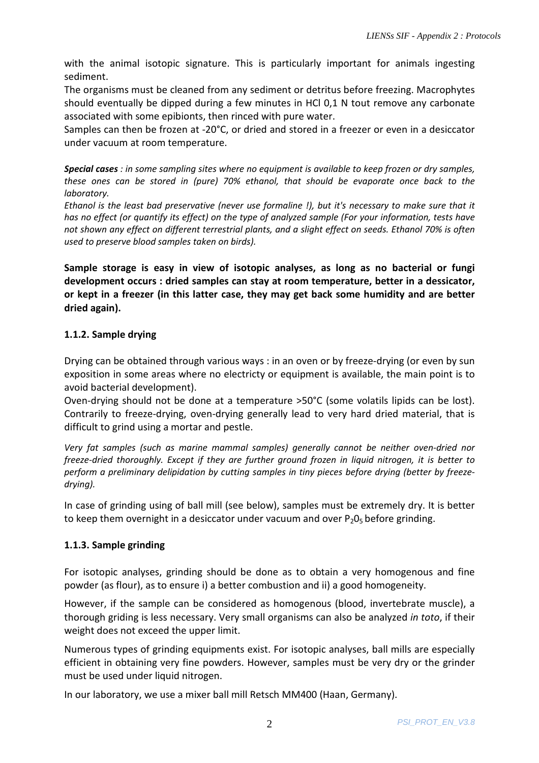with the animal isotopic signature. This is particularly important for animals ingesting sediment.
The organisms must be cleaned from any sediment or detritus before freezing. Macrophytes should eventually be dipped during a few minutes in HCl 0,1 N tout remove any carbonate associated with some epibionts, then rinced with pure water.
Samples can then be frozen at -20°C, or dried and stored in a freezer or even in a desiccator under vacuum at room temperature.

***Special cases** : in some sampling sites where no equipment is available to keep frozen or dry samples, these ones can be stored in (pure) 70% ethanol, that should be evaporate once back to the laboratory.*
*Ethanol is the least bad preservative (never use formaline !), but it's necessary to make sure that it has no effect (or quantify its effect) on the type of analyzed sample (For your information, tests have not shown any effect on different terrestrial plants, and a slight effect on seeds. Ethanol 70% is often used to preserve blood samples taken on birds).*

**Sample storage is easy in view of isotopic analyses, as long as no bacterial or fungi development occurs : dried samples can stay at room temperature, better in a dessicator, or kept in a freezer (in this latter case, they may get back some humidity and are better dried again).**

### 1.1.2. Sample drying

Drying can be obtained through various ways : in an oven or by freeze-drying (or even by sun exposition in some areas where no electricty or equipment is available, the main point is to avoid bacterial development).
Oven-drying should not be done at a temperature >50°C (some volatils lipids can be lost). Contrarily to freeze-drying, oven-drying generally lead to very hard dried material, that is difficult to grind using a mortar and pestle.

*Very fat samples (such as marine mammal samples) generally cannot be neither oven-dried nor freeze-dried thoroughly. Except if they are further ground frozen in liquid nitrogen, it is better to perform a preliminary delipidation by cutting samples in tiny pieces before drying (better by freeze-drying).*

In case of grinding using of ball mill (see below), samples must be extremely dry. It is better to keep them overnight in a desiccator under vacuum and over $P_2O_5$ before grinding.

### 1.1.3. Sample grinding

For isotopic analyses, grinding should be done as to obtain a very homogenous and fine powder (as flour), as to ensure i) a better combustion and ii) a good homogeneity.

However, if the sample can be considered as homogenous (blood, invertebrate muscle), a thorough griding is less necessary. Very small organisms can also be analyzed *in toto*, if their weight does not exceed the upper limit.

Numerous types of grinding equipments exist. For isotopic analyses, ball mills are especially efficient in obtaining very fine powders. However, samples must be very dry or the grinder must be used under liquid nitrogen.

In our laboratory, we use a mixer ball mill Retsch MM400 (Haan, Germany).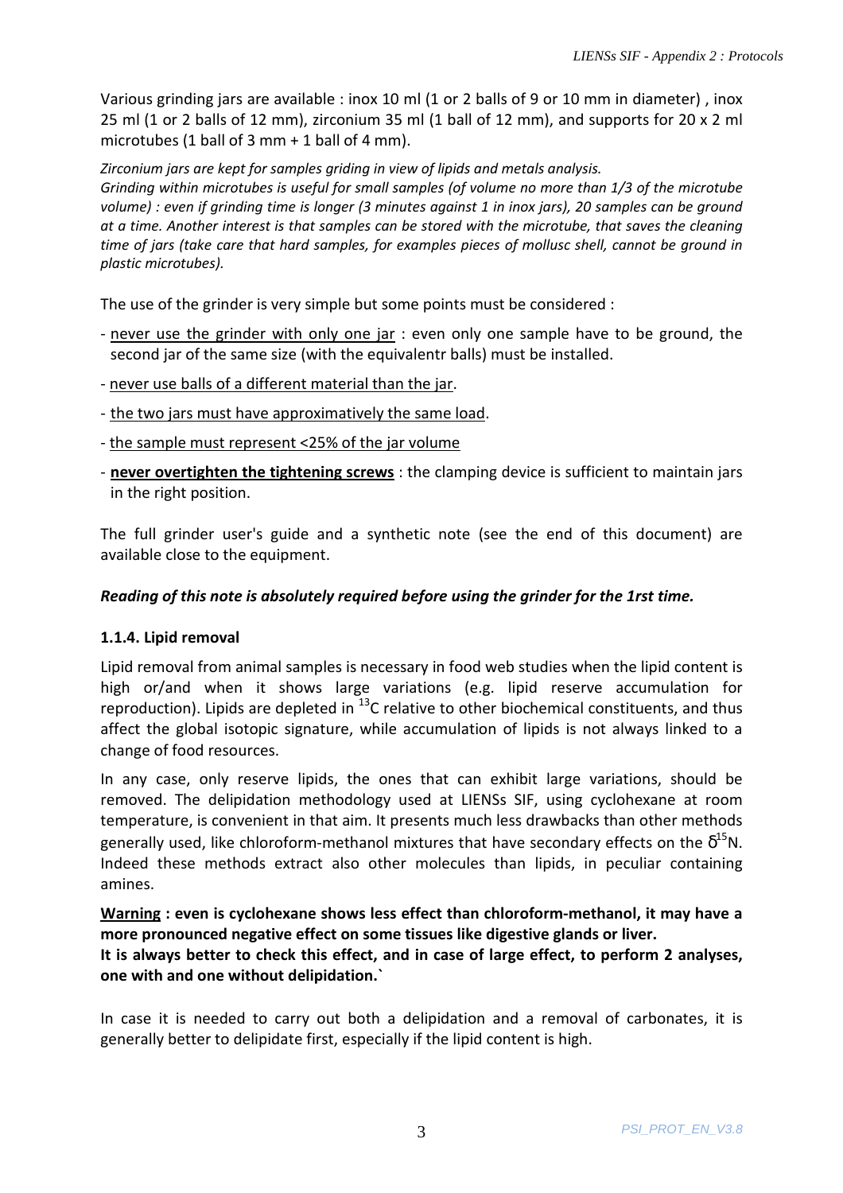Various grinding jars are available : inox 10 ml (1 or 2 balls of 9 or 10 mm in diameter) , inox 25 ml (1 or 2 balls of 12 mm), zirconium 35 ml (1 ball of 12 mm), and supports for 20 x 2 ml microtubes (1 ball of 3 mm + 1 ball of 4 mm).

*Zirconium jars are kept for samples griding in view of lipids and metals analysis.*
*Grinding within microtubes is useful for small samples (of volume no more than 1/3 of the microtube volume) : even if grinding time is longer (3 minutes against 1 in inox jars), 20 samples can be ground at a time. Another interest is that samples can be stored with the microtube, that saves the cleaning time of jars (take care that hard samples, for examples pieces of mollusc shell, cannot be ground in plastic microtubes).*

The use of the grinder is very simple but some points must be considered :

- never use the grinder with only one jar : even only one sample have to be ground, the second jar of the same size (with the equivalentr balls) must be installed.
- never use balls of a different material than the jar.
- the two jars must have approximatively the same load.
- the sample must represent <25% of the jar volume
- **never overtighten the tightening screws** : the clamping device is sufficient to maintain jars in the right position.

The full grinder user's guide and a synthetic note (see the end of this document) are available close to the equipment.

***Reading of this note is absolutely required before using the grinder for the 1rst time.***

### 1.1.4. Lipid removal

Lipid removal from animal samples is necessary in food web studies when the lipid content is high or/and when it shows large variations (e.g. lipid reserve accumulation for reproduction). Lipids are depleted in $^{13}C$ relative to other biochemical constituents, and thus affect the global isotopic signature, while accumulation of lipids is not always linked to a change of food resources.

In any case, only reserve lipids, the ones that can exhibit large variations, should be removed. The delipidation methodology used at LIENSs SIF, using cyclohexane at room temperature, is convenient in that aim. It presents much less drawbacks than other methods generally used, like chloroform-methanol mixtures that have secondary effects on the $\delta^{15}N$. Indeed these methods extract also other molecules than lipids, in peculiar containing amines.

**Warning : even is cyclohexane shows less effect than chloroform-methanol, it may have a more pronounced negative effect on some tissues like digestive glands or liver.**
**It is always better to check this effect, and in case of large effect, to perform 2 analyses, one with and one without delipidation.`**

In case it is needed to carry out both a delipidation and a removal of carbonates, it is generally better to delipidate first, especially if the lipid content is high.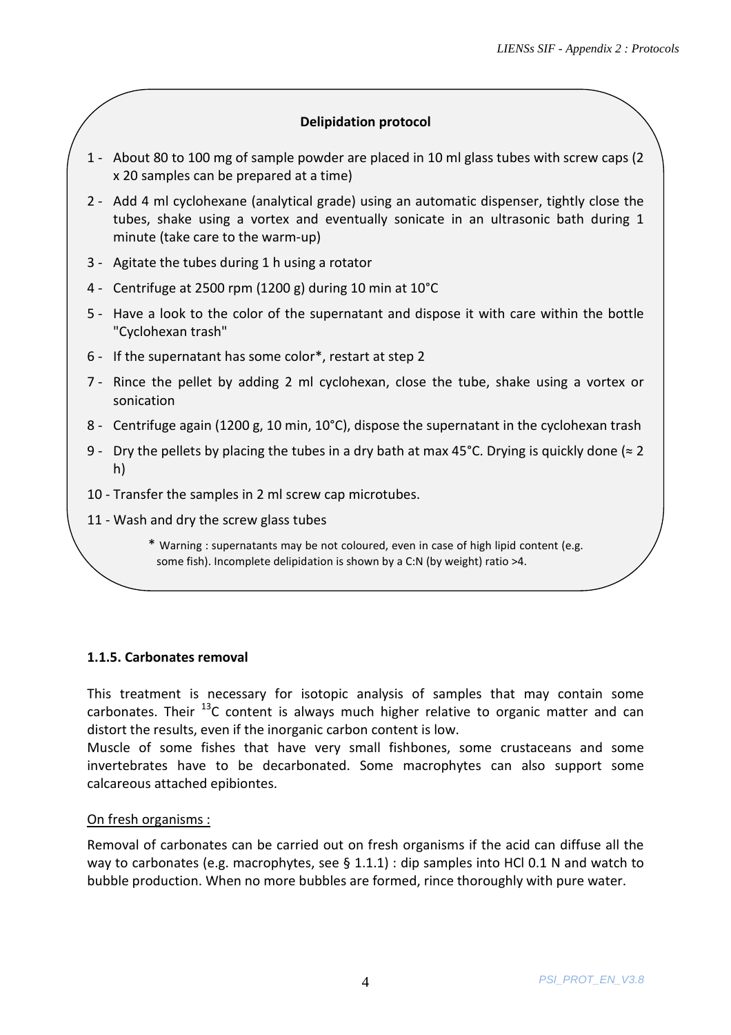**Delipidation protocol**

1 - About 80 to 100 mg of sample powder are placed in 10 ml glass tubes with screw caps (2 x 20 samples can be prepared at a time)

2 - Add 4 ml cyclohexane (analytical grade) using an automatic dispenser, tightly close the tubes, shake using a vortex and eventually sonicate in an ultrasonic bath during 1 minute (take care to the warm-up)

3 - Agitate the tubes during 1 h using a rotator

4 - Centrifuge at 2500 rpm (1200 g) during 10 min at 10°C

5 - Have a look to the color of the supernatant and dispose it with care within the bottle "Cyclohexan trash"

6 - If the supernatant has some color*, restart at step 2

7 - Rince the pellet by adding 2 ml cyclohexan, close the tube, shake using a vortex or sonication

8 - Centrifuge again (1200 g, 10 min, 10°C), dispose the supernatant in the cyclohexan trash

9 - Dry the pellets by placing the tubes in a dry bath at max 45°C. Drying is quickly done (≈ 2 h)

10 - Transfer the samples in 2 ml screw cap microtubes.

11 - Wash and dry the screw glass tubes

\* Warning : supernatants may be not coloured, even in case of high lipid content (e.g. some fish). Incomplete delipidation is shown by a C:N (by weight) ratio >4.

#### 1.1.5. Carbonates removal

This treatment is necessary for isotopic analysis of samples that may contain some carbonates. Their $^{13}C$ content is always much higher relative to organic matter and can distort the results, even if the inorganic carbon content is low.
Muscle of some fishes that have very small fishbones, some crustaceans and some invertebrates have to be decarbonated. Some macrophytes can also support some calcareous attached epibiontes.

<u>On fresh organisms :</u>

Removal of carbonates can be carried out on fresh organisms if the acid can diffuse all the way to carbonates (e.g. macrophytes, see § 1.1.1) : dip samples into HCl 0.1 N and watch to bubble production. When no more bubbles are formed, rince thoroughly with pure water.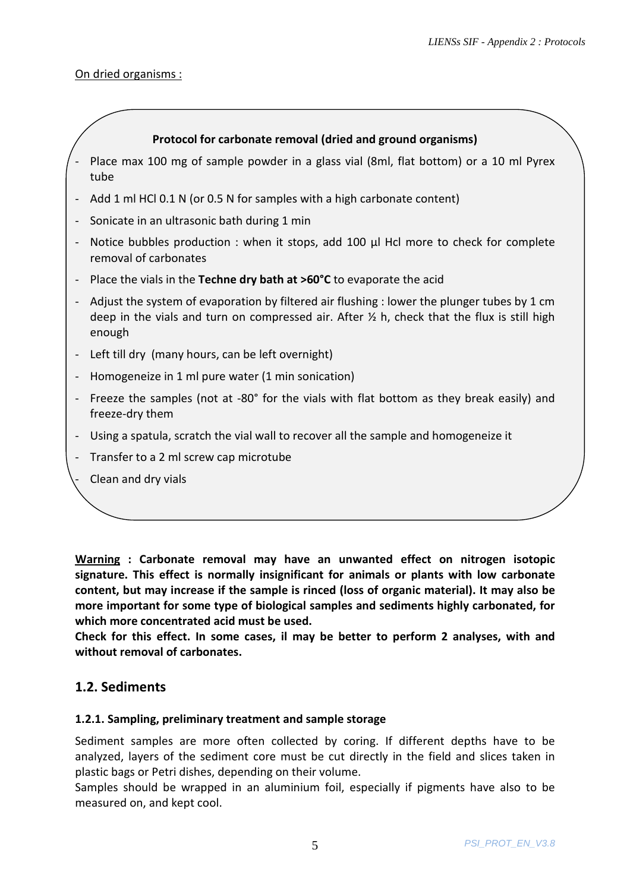On dried organisms :

**Protocol for carbonate removal (dried and ground organisms)**

- Place max 100 mg of sample powder in a glass vial (8ml, flat bottom) or a 10 ml Pyrex tube
- Add 1 ml HCl 0.1 N (or 0.5 N for samples with a high carbonate content)
- Sonicate in an ultrasonic bath during 1 min
- Notice bubbles production : when it stops, add 100 µl Hcl more to check for complete removal of carbonates
- Place the vials in the **Techne dry bath at >60°C** to evaporate the acid
- Adjust the system of evaporation by filtered air flushing : lower the plunger tubes by 1 cm deep in the vials and turn on compressed air. After ½ h, check that the flux is still high enough
- Left till dry (many hours, can be left overnight)
- Homogeneize in 1 ml pure water (1 min sonication)
- Freeze the samples (not at -80° for the vials with flat bottom as they break easily) and freeze-dry them
- Using a spatula, scratch the vial wall to recover all the sample and homogeneize it
- Transfer to a 2 ml screw cap microtube
- Clean and dry vials

**Warning : Carbonate removal may have an unwanted effect on nitrogen isotopic signature. This effect is normally insignificant for animals or plants with low carbonate content, but may increase if the sample is rinced (loss of organic material). It may also be more important for some type of biological samples and sediments highly carbonated, for which more concentrated acid must be used.**

**Check for this effect. In some cases, il may be better to perform 2 analyses, with and without removal of carbonates.**

## 1.2. Sediments

### 1.2.1. Sampling, preliminary treatment and sample storage

Sediment samples are more often collected by coring. If different depths have to be analyzed, layers of the sediment core must be cut directly in the field and slices taken in plastic bags or Petri dishes, depending on their volume.

Samples should be wrapped in an aluminium foil, especially if pigments have also to be measured on, and kept cool.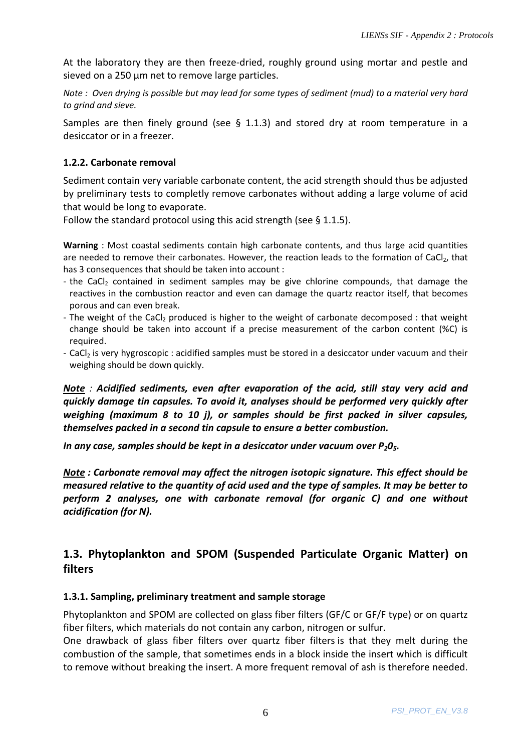At the laboratory they are then freeze-dried, roughly ground using mortar and pestle and sieved on a 250 µm net to remove large particles.

*Note : Oven drying is possible but may lead for some types of sediment (mud) to a material very hard to grind and sieve.*

Samples are then finely ground (see § 1.1.3) and stored dry at room temperature in a desiccator or in a freezer.

#### 1.2.2. Carbonate removal

Sediment contain very variable carbonate content, the acid strength should thus be adjusted by preliminary tests to completly remove carbonates without adding a large volume of acid that would be long to evaporate.
Follow the standard protocol using this acid strength (see § 1.1.5).

**Warning** : Most coastal sediments contain high carbonate contents, and thus large acid quantities are needed to remove their carbonates. However, the reaction leads to the formation of $CaCl_2$, that has 3 consequences that should be taken into account :

- the $CaCl_2$ contained in sediment samples may be give chlorine compounds, that damage the reactives in the combustion reactor and even can damage the quartz reactor itself, that becomes porous and can even break.
- The weight of the $CaCl_2$ produced is higher to the weight of carbonate decomposed : that weight change should be taken into account if a precise measurement of the carbon content (%C) is required.
- $CaCl_2$ is very hygroscopic : acidified samples must be stored in a desiccator under vacuum and their weighing should be down quickly.

***Note : Acidified sediments, even after evaporation of the acid, still stay very acid and quickly damage tin capsules. To avoid it, analyses should be performed very quickly after weighing (maximum 8 to 10 j), or samples should be first packed in silver capsules, themselves packed in a second tin capsule to ensure a better combustion.***

***In any case, samples should be kept in a desiccator under vacuum over $P_2O_5$.***

***Note : Carbonate removal may affect the nitrogen isotopic signature. This effect should be measured relative to the quantity of acid used and the type of samples. It may be better to perform 2 analyses, one with carbonate removal (for organic C) and one without acidification (for N).***

## 1.3. Phytoplankton and SPOM (Suspended Particulate Organic Matter) on filters

#### 1.3.1. Sampling, preliminary treatment and sample storage

Phytoplankton and SPOM are collected on glass fiber filters (GF/C or GF/F type) or on quartz fiber filters, which materials do not contain any carbon, nitrogen or sulfur.
One drawback of glass fiber filters over quartz fiber filters is that they melt during the combustion of the sample, that sometimes ends in a block inside the insert which is difficult to remove without breaking the insert. A more frequent removal of ash is therefore needed.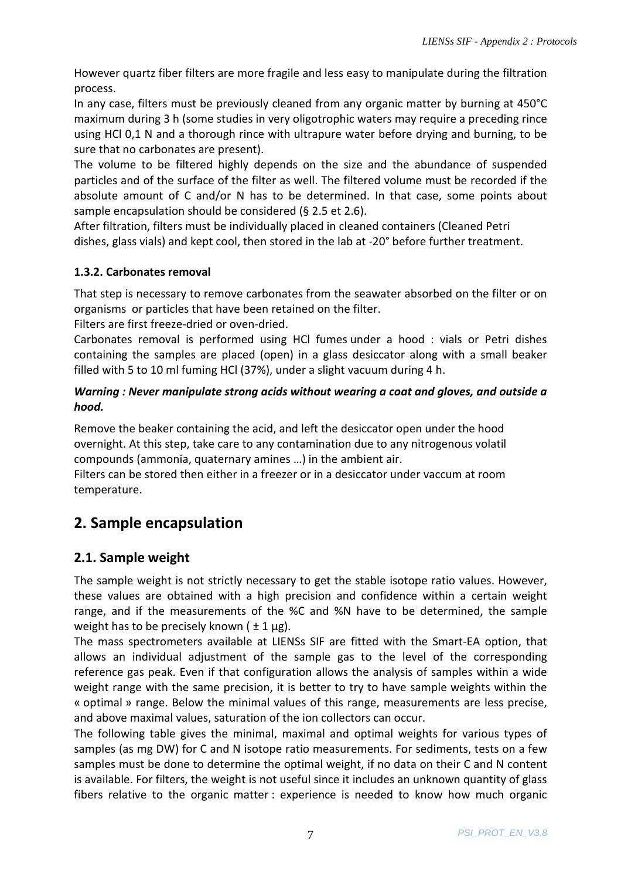However quartz fiber filters are more fragile and less easy to manipulate during the filtration process.

In any case, filters must be previously cleaned from any organic matter by burning at 450°C maximum during 3 h (some studies in very oligotrophic waters may require a preceding rince using HCl 0,1 N and a thorough rince with ultrapure water before drying and burning, to be sure that no carbonates are present).

The volume to be filtered highly depends on the size and the abundance of suspended particles and of the surface of the filter as well. The filtered volume must be recorded if the absolute amount of C and/or N has to be determined. In that case, some points about sample encapsulation should be considered (§ 2.5 et 2.6).

After filtration, filters must be individually placed in cleaned containers (Cleaned Petri dishes, glass vials) and kept cool, then stored in the lab at -20° before further treatment.

#### 1.3.2. Carbonates removal

That step is necessary to remove carbonates from the seawater absorbed on the filter or on organisms or particles that have been retained on the filter.

Filters are first freeze-dried or oven-dried.

Carbonates removal is performed using HCl fumes under a hood : vials or Petri dishes containing the samples are placed (open) in a glass desiccator along with a small beaker filled with 5 to 10 ml fuming HCl (37%), under a slight vacuum during 4 h.

***Warning : Never manipulate strong acids without wearing a coat and gloves, and outside a hood.***

Remove the beaker containing the acid, and left the desiccator open under the hood overnight. At this step, take care to any contamination due to any nitrogenous volatil compounds (ammonia, quaternary amines …) in the ambient air.

Filters can be stored then either in a freezer or in a desiccator under vaccum at room temperature.

## 2. Sample encapsulation

### 2.1. Sample weight

The sample weight is not strictly necessary to get the stable isotope ratio values. However, these values are obtained with a high precision and confidence within a certain weight range, and if the measurements of the %C and %N have to be determined, the sample weight has to be precisely known ( ± 1 µg).

The mass spectrometers available at LIENSs SIF are fitted with the Smart-EA option, that allows an individual adjustment of the sample gas to the level of the corresponding reference gas peak. Even if that configuration allows the analysis of samples within a wide weight range with the same precision, it is better to try to have sample weights within the « optimal » range. Below the minimal values of this range, measurements are less precise, and above maximal values, saturation of the ion collectors can occur.

The following table gives the minimal, maximal and optimal weights for various types of samples (as mg DW) for C and N isotope ratio measurements. For sediments, tests on a few samples must be done to determine the optimal weight, if no data on their C and N content is available. For filters, the weight is not useful since it includes an unknown quantity of glass fibers relative to the organic matter : experience is needed to know how much organic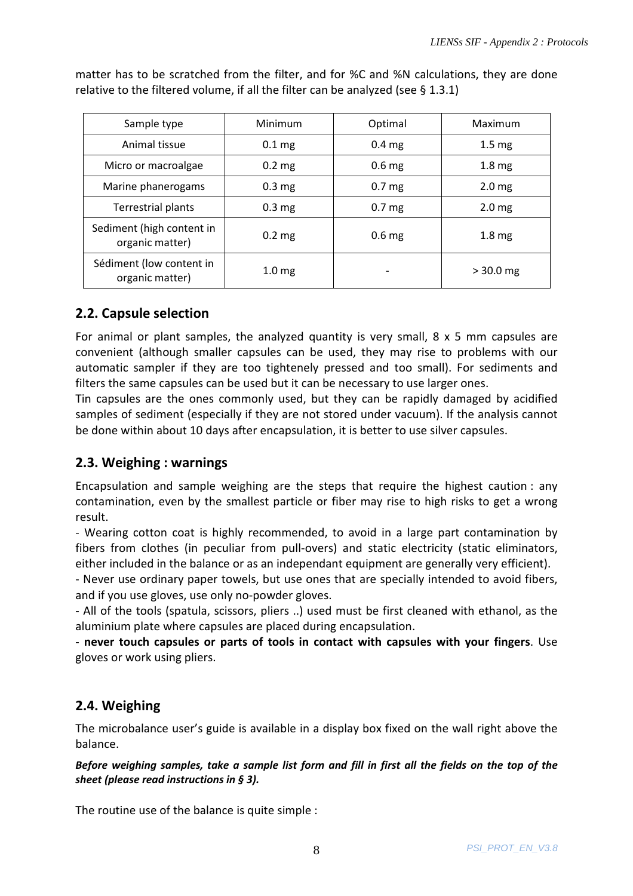matter has to be scratched from the filter, and for %C and %N calculations, they are done relative to the filtered volume, if all the filter can be analyzed (see § 1.3.1)

| Sample type | Minimum | Optimal | Maximum |
|---|---|---|---|
| Animal tissue | 0.1 mg | 0.4 mg | 1.5 mg |
| Micro or macroalgae | 0.2 mg | 0.6 mg | 1.8 mg |
| Marine phanerogams | 0.3 mg | 0.7 mg | 2.0 mg |
| Terrestrial plants | 0.3 mg | 0.7 mg | 2.0 mg |
| Sediment (high content in organic matter) | 0.2 mg | 0.6 mg | 1.8 mg |
| Sédiment (low content in organic matter) | 1.0 mg | - | > 30.0 mg |

## 2.2. Capsule selection

For animal or plant samples, the analyzed quantity is very small, 8 x 5 mm capsules are convenient (although smaller capsules can be used, they may rise to problems with our automatic sampler if they are too tightenely pressed and too small). For sediments and filters the same capsules can be used but it can be necessary to use larger ones.

Tin capsules are the ones commonly used, but they can be rapidly damaged by acidified samples of sediment (especially if they are not stored under vacuum). If the analysis cannot be done within about 10 days after encapsulation, it is better to use silver capsules.

## 2.3. Weighing : warnings

Encapsulation and sample weighing are the steps that require the highest caution : any contamination, even by the smallest particle or fiber may rise to high risks to get a wrong result.

- Wearing cotton coat is highly recommended, to avoid in a large part contamination by fibers from clothes (in peculiar from pull-overs) and static electricity (static eliminators, either included in the balance or as an independant equipment are generally very efficient).
- Never use ordinary paper towels, but use ones that are specially intended to avoid fibers, and if you use gloves, use only no-powder gloves.
- All of the tools (spatula, scissors, pliers ..) used must be first cleaned with ethanol, as the aluminium plate where capsules are placed during encapsulation.
- **never touch capsules or parts of tools in contact with capsules with your fingers**. Use gloves or work using pliers.

## 2.4. Weighing

The microbalance user's guide is available in a display box fixed on the wall right above the balance.

***Before weighing samples, take a sample list form and fill in first all the fields on the top of the sheet (please read instructions in § 3).***

The routine use of the balance is quite simple :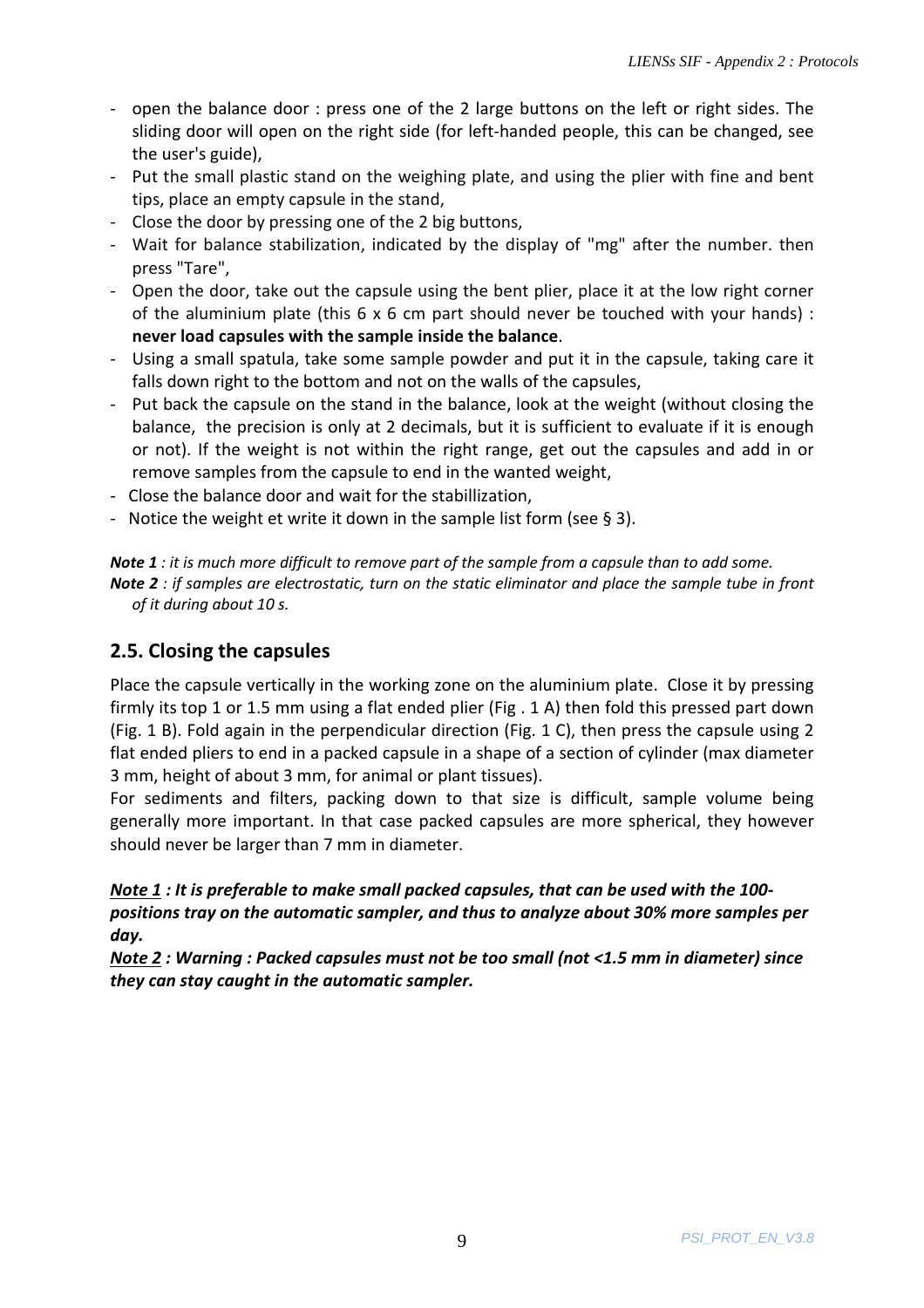- open the balance door : press one of the 2 large buttons on the left or right sides. The sliding door will open on the right side (for left-handed people, this can be changed, see the user's guide),
- Put the small plastic stand on the weighing plate, and using the plier with fine and bent tips, place an empty capsule in the stand,
- Close the door by pressing one of the 2 big buttons,
- Wait for balance stabilization, indicated by the display of "mg" after the number. then press "Tare",
- Open the door, take out the capsule using the bent plier, place it at the low right corner of the aluminium plate (this 6 x 6 cm part should never be touched with your hands) : **never load capsules with the sample inside the balance**.
- Using a small spatula, take some sample powder and put it in the capsule, taking care it falls down right to the bottom and not on the walls of the capsules,
- Put back the capsule on the stand in the balance, look at the weight (without closing the balance, the precision is only at 2 decimals, but it is sufficient to evaluate if it is enough or not). If the weight is not within the right range, get out the capsules and add in or remove samples from the capsule to end in the wanted weight,
- Close the balance door and wait for the stabillization,
- Notice the weight et write it down in the sample list form (see § 3).

***Note 1*** *: it is much more difficult to remove part of the sample from a capsule than to add some.*
***Note 2*** *: if samples are electrostatic, turn on the static eliminator and place the sample tube in front of it during about 10 s.*

## 2.5. Closing the capsules

Place the capsule vertically in the working zone on the aluminium plate. Close it by pressing firmly its top 1 or 1.5 mm using a flat ended plier (Fig . 1 A) then fold this pressed part down (Fig. 1 B). Fold again in the perpendicular direction (Fig. 1 C), then press the capsule using 2 flat ended pliers to end in a packed capsule in a shape of a section of cylinder (max diameter 3 mm, height of about 3 mm, for animal or plant tissues).
For sediments and filters, packing down to that size is difficult, sample volume being generally more important. In that case packed capsules are more spherical, they however should never be larger than 7 mm in diameter.

***<u>Note 1</u> : It is preferable to make small packed capsules, that can be used with the 100-positions tray on the automatic sampler, and thus to analyze about 30% more samples per day.***
***<u>Note 2</u> : Warning : Packed capsules must not be too small (not <1.5 mm in diameter) since they can stay caught in the automatic sampler.***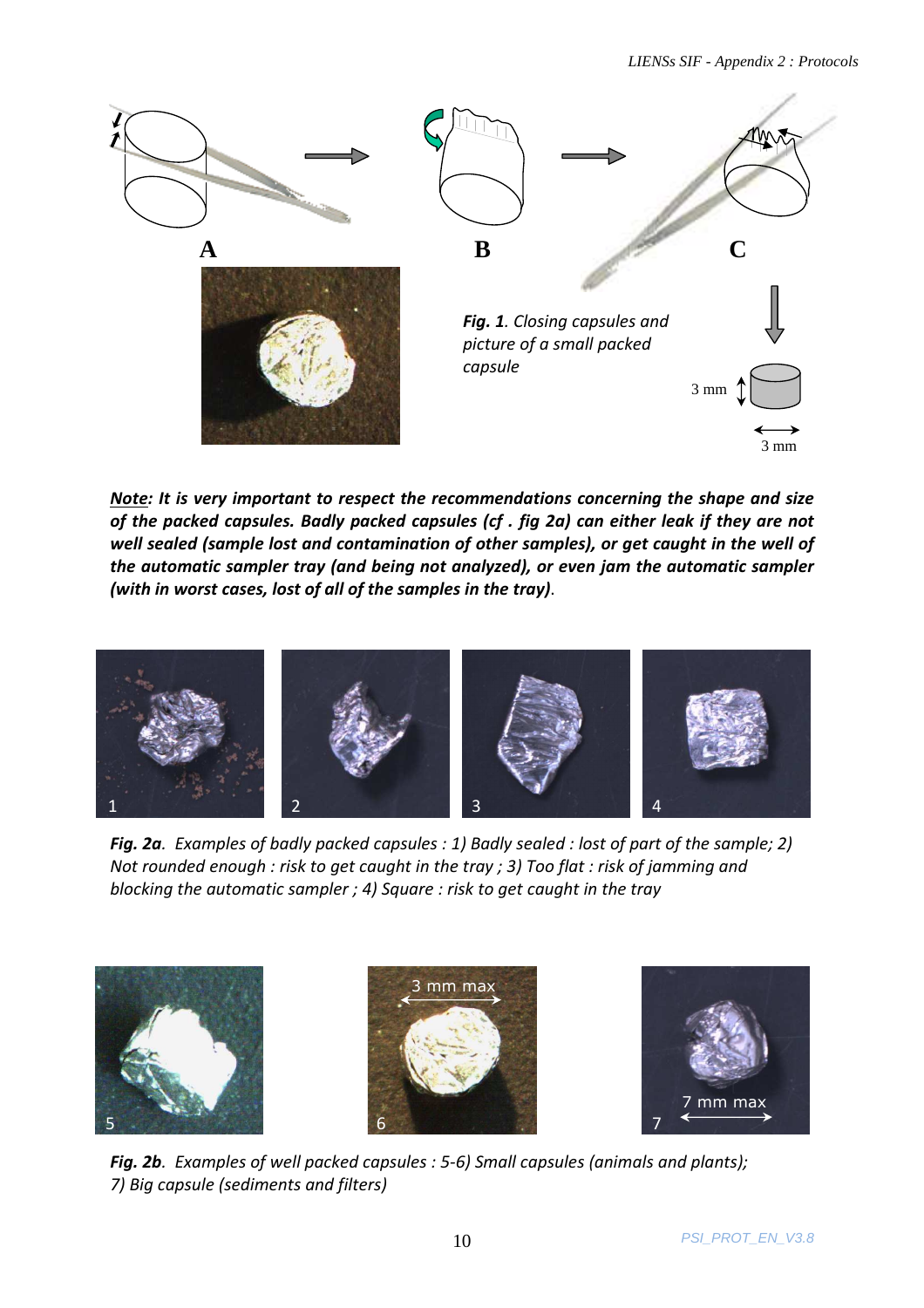A

B

C

*Fig. 1. Closing capsules and picture of a small packed capsule*

3 mm

3 mm

***Note**: It is very important to respect the recommendations concerning the shape and size of the packed capsules. Badly packed capsules (cf . fig 2a) can either leak if they are not well sealed (sample lost and contamination of other samples), or get caught in the well of the automatic sampler tray (and being not analyzed), or even jam the automatic sampler (with in worst cases, lost of all of the samples in the tray)*.

1

2

3

4

***Fig. 2a**. Examples of badly packed capsules : 1) Badly sealed : lost of part of the sample; 2) Not rounded enough : risk to get caught in the tray ; 3) Too flat : risk of jamming and blocking the automatic sampler ; 4) Square : risk to get caught in the tray*

5

3 mm max

6

7 mm max

7

***Fig. 2b**. Examples of well packed capsules : 5-6) Small capsules (animals and plants); 7) Big capsule (sediments and filters)*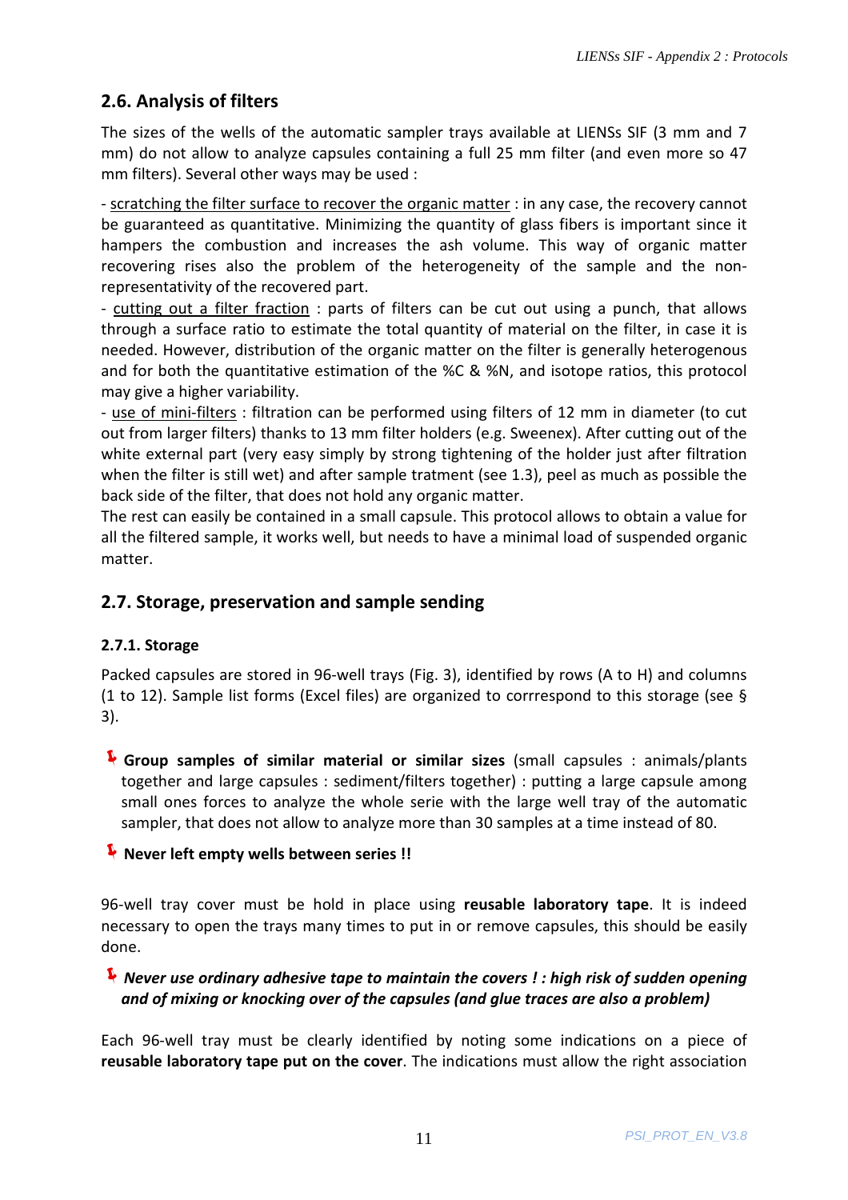## 2.6. Analysis of filters

The sizes of the wells of the automatic sampler trays available at LIENSs SIF (3 mm and 7 mm) do not allow to analyze capsules containing a full 25 mm filter (and even more so 47 mm filters). Several other ways may be used :

- scratching the filter surface to recover the organic matter : in any case, the recovery cannot be guaranteed as quantitative. Minimizing the quantity of glass fibers is important since it hampers the combustion and increases the ash volume. This way of organic matter recovering rises also the problem of the heterogeneity of the sample and the non-representativity of the recovered part.
- cutting out a filter fraction : parts of filters can be cut out using a punch, that allows through a surface ratio to estimate the total quantity of material on the filter, in case it is needed. However, distribution of the organic matter on the filter is generally heterogenous and for both the quantitative estimation of the %C & %N, and isotope ratios, this protocol may give a higher variability.
- use of mini-filters : filtration can be performed using filters of 12 mm in diameter (to cut out from larger filters) thanks to 13 mm filter holders (e.g. Sweenex). After cutting out of the white external part (very easy simply by strong tightening of the holder just after filtration when the filter is still wet) and after sample tratment (see 1.3), peel as much as possible the back side of the filter, that does not hold any organic matter.

The rest can easily be contained in a small capsule. This protocol allows to obtain a value for all the filtered sample, it works well, but needs to have a minimal load of suspended organic matter.

## 2.7. Storage, preservation and sample sending

### 2.7.1. Storage

Packed capsules are stored in 96-well trays (Fig. 3), identified by rows (A to H) and columns (1 to 12). Sample list forms (Excel files) are organized to corrrespond to this storage (see § 3).

- **Group samples of similar material or similar sizes** (small capsules : animals/plants together and large capsules : sediment/filters together) : putting a large capsule among small ones forces to analyze the whole serie with the large well tray of the automatic sampler, that does not allow to analyze more than 30 samples at a time instead of 80.
- **Never left empty wells between series !!**

96-well tray cover must be hold in place using **reusable laboratory tape**. It is indeed necessary to open the trays many times to put in or remove capsules, this should be easily done.

- ***Never use ordinary adhesive tape to maintain the covers ! : high risk of sudden opening and of mixing or knocking over of the capsules (and glue traces are also a problem)***

Each 96-well tray must be clearly identified by noting some indications on a piece of **reusable laboratory tape put on the cover**. The indications must allow the right association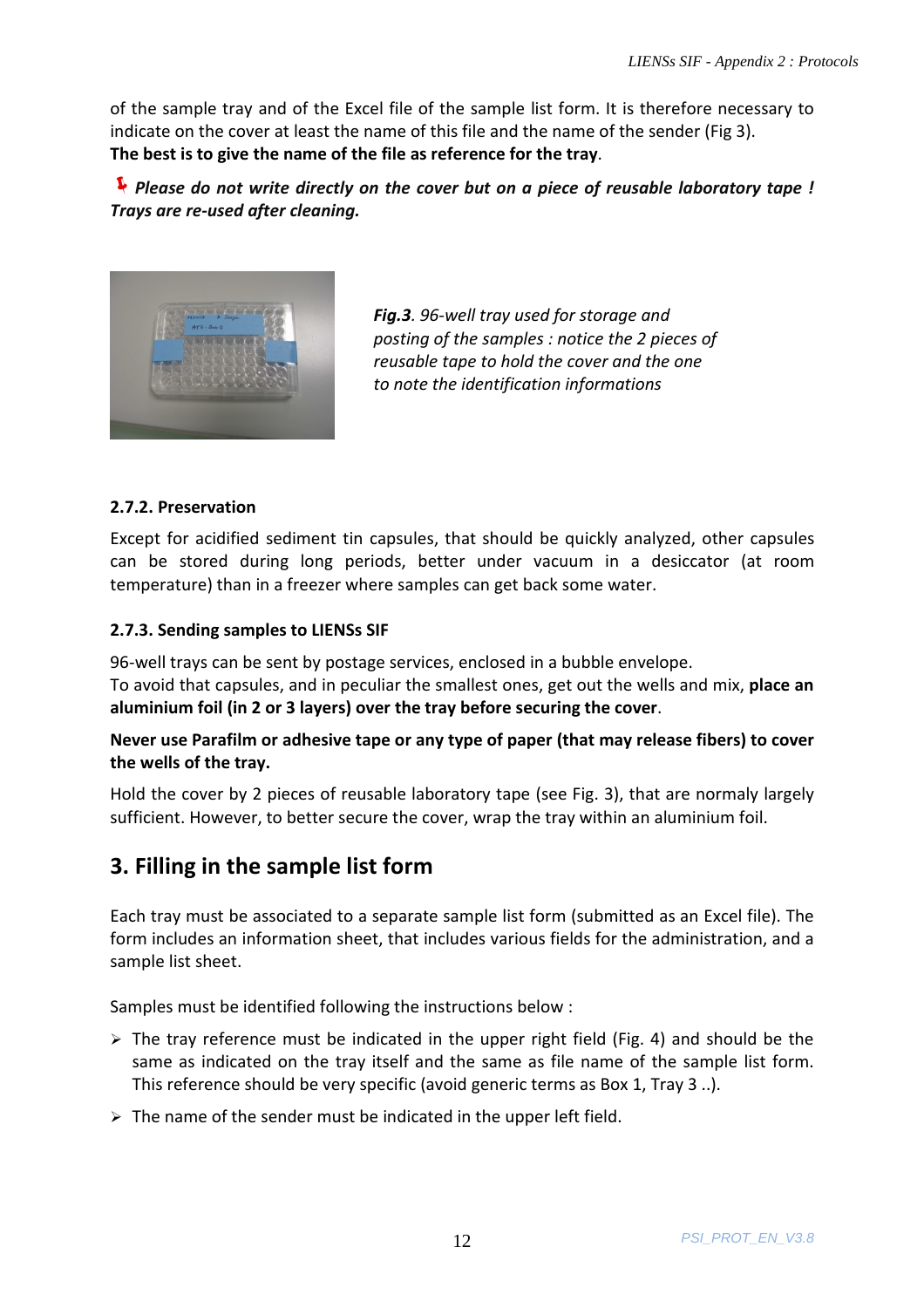of the sample tray and of the Excel file of the sample list form. It is therefore necessary to indicate on the cover at least the name of this file and the name of the sender (Fig 3).
**The best is to give the name of the file as reference for the tray**.

***Please do not write directly on the cover but on a piece of reusable laboratory tape ! Trays are re-used after cleaning.***

***Fig.3***. *96-well tray used for storage and posting of the samples : notice the 2 pieces of reusable tape to hold the cover and the one to note the identification informations*

### 2.7.2. Preservation

Except for acidified sediment tin capsules, that should be quickly analyzed, other capsules can be stored during long periods, better under vacuum in a desiccator (at room temperature) than in a freezer where samples can get back some water.

### 2.7.3. Sending samples to LIENSs SIF

96-well trays can be sent by postage services, enclosed in a bubble envelope.
To avoid that capsules, and in peculiar the smallest ones, get out the wells and mix, **place an aluminium foil (in 2 or 3 layers) over the tray before securing the cover**.

**Never use Parafilm or adhesive tape or any type of paper (that may release fibers) to cover the wells of the tray.**

Hold the cover by 2 pieces of reusable laboratory tape (see Fig. 3), that are normaly largely sufficient. However, to better secure the cover, wrap the tray within an aluminium foil.

## 3. Filling in the sample list form

Each tray must be associated to a separate sample list form (submitted as an Excel file). The form includes an information sheet, that includes various fields for the administration, and a sample list sheet.

Samples must be identified following the instructions below :

- The tray reference must be indicated in the upper right field (Fig. 4) and should be the same as indicated on the tray itself and the same as file name of the sample list form. This reference should be very specific (avoid generic terms as Box 1, Tray 3 ..).
- The name of the sender must be indicated in the upper left field.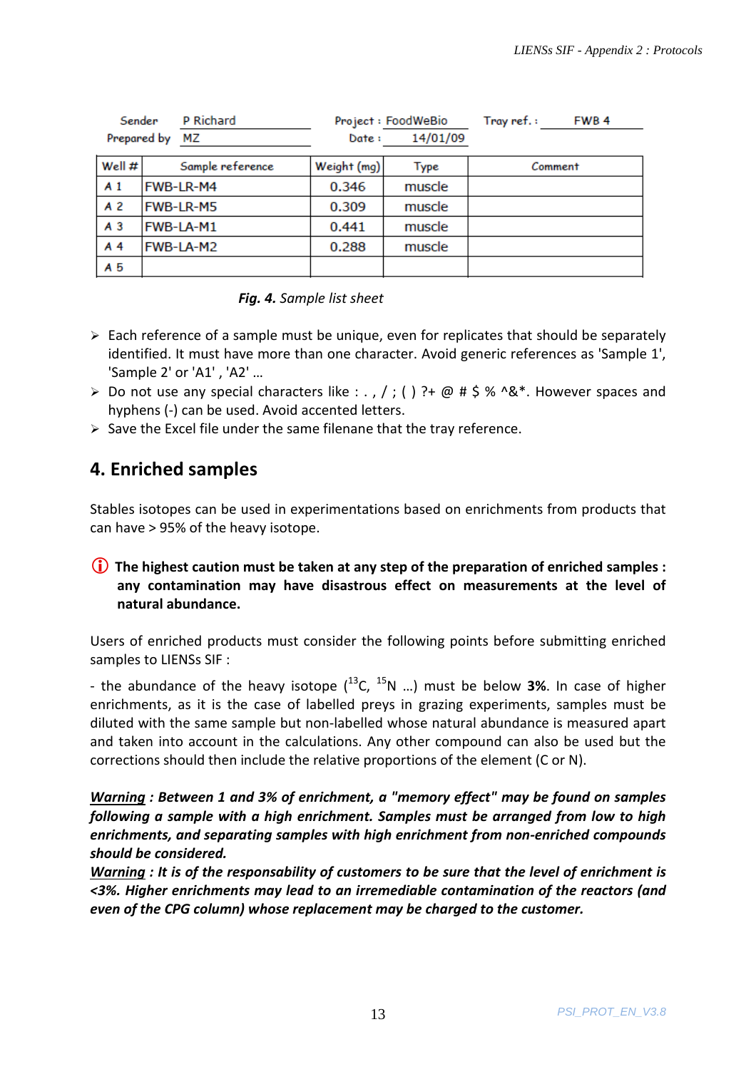| Sender | P Richard | Project : | FoodWeBio | Tray ref. : | FWB 4 |
|---|---|---|---|---|---|
| Prepared by | MZ | Date : | 14/01/09 | | |

| Well # | Sample reference | Weight (mg) | Type | Comment |
|---|---|---|---|---|
| A 1 | FWB-LR-M4 | 0.346 | muscle | |
| A 2 | FWB-LR-M5 | 0.309 | muscle | |
| A 3 | FWB-LA-M1 | 0.441 | muscle | |
| A 4 | FWB-LA-M2 | 0.288 | muscle | |
| A 5 | | | | |

***Fig. 4.*** *Sample list sheet*

- Each reference of a sample must be unique, even for replicates that should be separately identified. It must have more than one character. Avoid generic references as 'Sample 1', 'Sample 2' or 'A1' , 'A2' …
- Do not use any special characters like : . , / ; ( ) ?+ @ # $ % ^&*. However spaces and hyphens (-) can be used. Avoid accented letters.
- Save the Excel file under the same filenane that the tray reference.

## 4. Enriched samples

Stables isotopes can be used in experimentations based on enrichments from products that can have > 95% of the heavy isotope.

ⓘ **The highest caution must be taken at any step of the preparation of enriched samples : any contamination may have disastrous effect on measurements at the level of natural abundance.**

Users of enriched products must consider the following points before submitting enriched samples to LIENSs SIF :

- the abundance of the heavy isotope ($^{13}C$, $^{15}N$ …) must be below **3%**. In case of higher enrichments, as it is the case of labelled preys in grazing experiments, samples must be diluted with the same sample but non-labelled whose natural abundance is measured apart and taken into account in the calculations. Any other compound can also be used but the corrections should then include the relative proportions of the element (C or N).

***<u>Warning</u> : Between 1 and 3% of enrichment, a "memory effect" may be found on samples following a sample with a high enrichment. Samples must be arranged from low to high enrichments, and separating samples with high enrichment from non-enriched compounds should be considered.***

***<u>Warning</u> : It is of the responsability of customers to be sure that the level of enrichment is <3%. Higher enrichments may lead to an irremediable contamination of the reactors (and even of the CPG column) whose replacement may be charged to the customer.***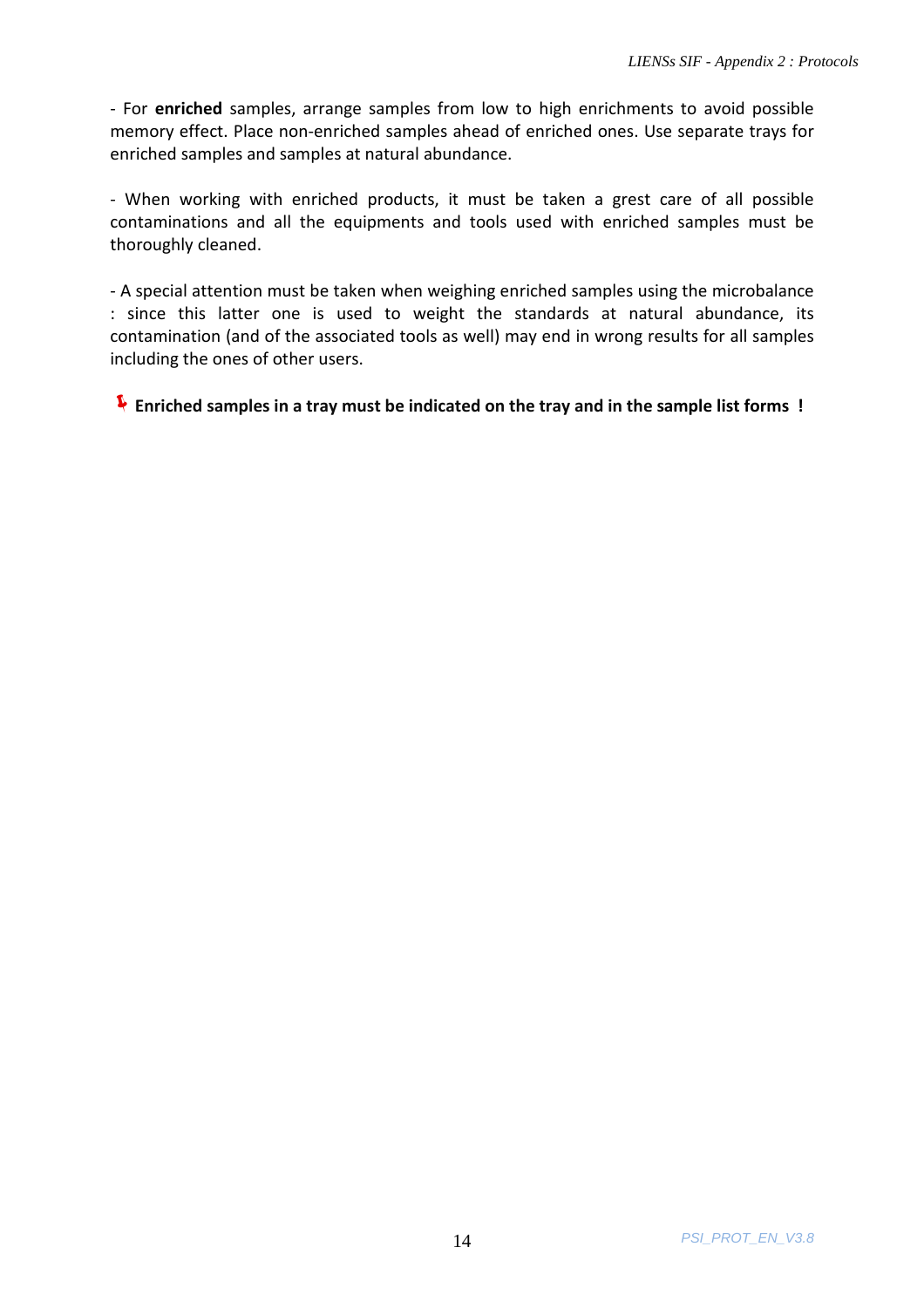- For **enriched** samples, arrange samples from low to high enrichments to avoid possible memory effect. Place non-enriched samples ahead of enriched ones. Use separate trays for enriched samples and samples at natural abundance.

- When working with enriched products, it must be taken a grest care of all possible contaminations and all the equipments and tools used with enriched samples must be thoroughly cleaned.

- A special attention must be taken when weighing enriched samples using the microbalance : since this latter one is used to weight the standards at natural abundance, its contamination (and of the associated tools as well) may end in wrong results for all samples including the ones of other users.

**Enriched samples in a tray must be indicated on the tray and in the sample list forms !**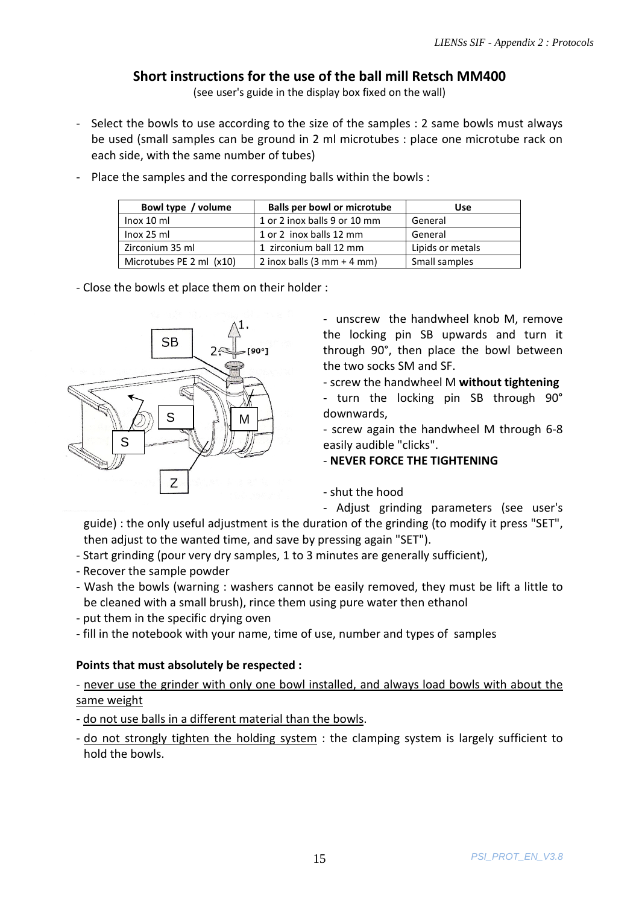## Short instructions for the use of the ball mill Retsch MM400

(see user's guide in the display box fixed on the wall)

- Select the bowls to use according to the size of the samples : 2 same bowls must always be used (small samples can be ground in 2 ml microtubes : place one microtube rack on each side, with the same number of tubes)
- Place the samples and the corresponding balls within the bowls :

| Bowl type / volume | Balls per bowl or microtube | Use |
|---|---|---|
| Inox 10 ml | 1 or 2 inox balls 9 or 10 mm | General |
| Inox 25 ml | 1 or 2 inox balls 12 mm | General |
| Zirconium 35 ml | 1 zirconium ball 12 mm | Lipids or metals |
| Microtubes PE 2 ml (x10) | 2 inox balls (3 mm + 4 mm) | Small samples |

- Close the bowls et place them on their holder :

1.
2.
[90°]
SB
S
M
S
Z

- unscrew the handwheel knob M, remove the locking pin SB upwards and turn it through 90°, then place the bowl between the two socks SM and SF.
- screw the handwheel M **without tightening**
- turn the locking pin SB through 90° downwards,
- screw again the handwheel M through 6-8 easily audible "clicks".
- **NEVER FORCE THE TIGHTENING**

- shut the hood
- Adjust grinding parameters (see user's guide) : the only useful adjustment is the duration of the grinding (to modify it press "SET", then adjust to the wanted time, and save by pressing again "SET").
- Start grinding (pour very dry samples, 1 to 3 minutes are generally sufficient),
- Recover the sample powder
- Wash the bowls (warning : washers cannot be easily removed, they must be lift a little to be cleaned with a small brush), rince them using pure water then ethanol
- put them in the specific drying oven
- fill in the notebook with your name, time of use, number and types of samples

**Points that must absolutely be respected :**

- <u>never use the grinder with only one bowl installed, and always load bowls with about the same weight</u>
- <u>do not use balls in a different material than the bowls</u>.
- <u>do not strongly tighten the holding system</u> : the clamping system is largely sufficient to hold the bowls.